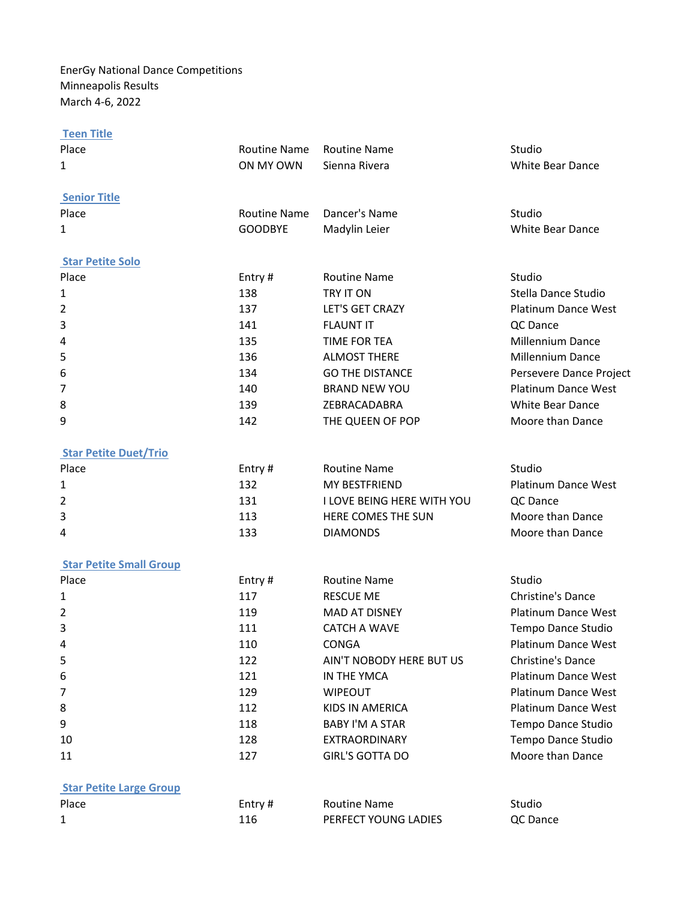EnerGy National Dance Competitions
Minneapolis Results
March 4-6, 2022

## Teen Title

| Place | Routine Name | Routine Name | Studio |
|---|---|---|---|
| 1 | ON MY OWN | Sienna Rivera | White Bear Dance |

## Senior Title

| Place | Routine Name | Dancer's Name | Studio |
|---|---|---|---|
| 1 | GOODBYE | Madylin Leier | White Bear Dance |

## Star Petite Solo

| Place | Entry # | Routine Name | Studio |
|---|---|---|---|
| 1 | 138 | TRY IT ON | Stella Dance Studio |
| 2 | 137 | LET'S GET CRAZY | Platinum Dance West |
| 3 | 141 | FLAUNT IT | QC Dance |
| 4 | 135 | TIME FOR TEA | Millennium Dance |
| 5 | 136 | ALMOST THERE | Millennium Dance |
| 6 | 134 | GO THE DISTANCE | Persevere Dance Project |
| 7 | 140 | BRAND NEW YOU | Platinum Dance West |
| 8 | 139 | ZEBRACADABRA | White Bear Dance |
| 9 | 142 | THE QUEEN OF POP | Moore than Dance |

## Star Petite Duet/Trio

| Place | Entry # | Routine Name | Studio |
|---|---|---|---|
| 1 | 132 | MY BESTFRIEND | Platinum Dance West |
| 2 | 131 | I LOVE BEING HERE WITH YOU | QC Dance |
| 3 | 113 | HERE COMES THE SUN | Moore than Dance |
| 4 | 133 | DIAMONDS | Moore than Dance |

## Star Petite Small Group

| Place | Entry # | Routine Name | Studio |
|---|---|---|---|
| 1 | 117 | RESCUE ME | Christine's Dance |
| 2 | 119 | MAD AT DISNEY | Platinum Dance West |
| 3 | 111 | CATCH A WAVE | Tempo Dance Studio |
| 4 | 110 | CONGA | Platinum Dance West |
| 5 | 122 | AIN'T NOBODY HERE BUT US | Christine's Dance |
| 6 | 121 | IN THE YMCA | Platinum Dance West |
| 7 | 129 | WIPEOUT | Platinum Dance West |
| 8 | 112 | KIDS IN AMERICA | Platinum Dance West |
| 9 | 118 | BABY I'M A STAR | Tempo Dance Studio |
| 10 | 128 | EXTRAORDINARY | Tempo Dance Studio |
| 11 | 127 | GIRL'S GOTTA DO | Moore than Dance |

## Star Petite Large Group

| Place | Entry # | Routine Name | Studio |
|---|---|---|---|
| 1 | 116 | PERFECT YOUNG LADIES | QC Dance |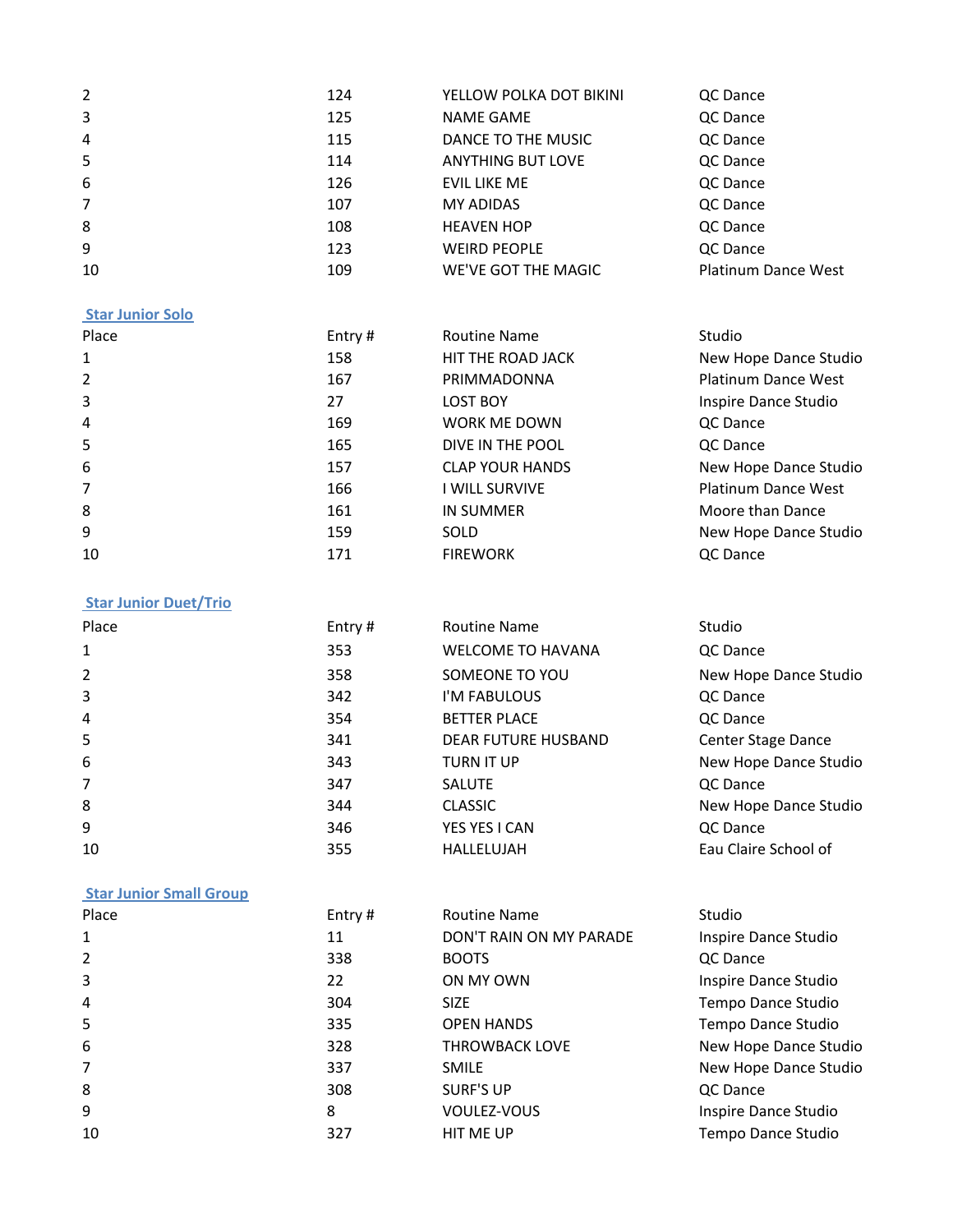| Place | Entry # | Routine Name | Studio |
|---|---|---|---|
| 2 | 124 | YELLOW POLKA DOT BIKINI | QC Dance |
| 3 | 125 | NAME GAME | QC Dance |
| 4 | 115 | DANCE TO THE MUSIC | QC Dance |
| 5 | 114 | ANYTHING BUT LOVE | QC Dance |
| 6 | 126 | EVIL LIKE ME | QC Dance |
| 7 | 107 | MY ADIDAS | QC Dance |
| 8 | 108 | HEAVEN HOP | QC Dance |
| 9 | 123 | WEIRD PEOPLE | QC Dance |
| 10 | 109 | WE'VE GOT THE MAGIC | Platinum Dance West |

## Star Junior Solo

| Place | Entry # | Routine Name | Studio |
|---|---|---|---|
| 1 | 158 | HIT THE ROAD JACK | New Hope Dance Studio |
| 2 | 167 | PRIMMADONNA | Platinum Dance West |
| 3 | 27 | LOST BOY | Inspire Dance Studio |
| 4 | 169 | WORK ME DOWN | QC Dance |
| 5 | 165 | DIVE IN THE POOL | QC Dance |
| 6 | 157 | CLAP YOUR HANDS | New Hope Dance Studio |
| 7 | 166 | I WILL SURVIVE | Platinum Dance West |
| 8 | 161 | IN SUMMER | Moore than Dance |
| 9 | 159 | SOLD | New Hope Dance Studio |
| 10 | 171 | FIREWORK | QC Dance |

## Star Junior Duet/Trio

| Place | Entry # | Routine Name | Studio |
|---|---|---|---|
| 1 | 353 | WELCOME TO HAVANA | QC Dance |
| 2 | 358 | SOMEONE TO YOU | New Hope Dance Studio |
| 3 | 342 | I'M FABULOUS | QC Dance |
| 4 | 354 | BETTER PLACE | QC Dance |
| 5 | 341 | DEAR FUTURE HUSBAND | Center Stage Dance |
| 6 | 343 | TURN IT UP | New Hope Dance Studio |
| 7 | 347 | SALUTE | QC Dance |
| 8 | 344 | CLASSIC | New Hope Dance Studio |
| 9 | 346 | YES YES I CAN | QC Dance |
| 10 | 355 | HALLELUJAH | Eau Claire School of |

## Star Junior Small Group

| Place | Entry # | Routine Name | Studio |
|---|---|---|---|
| 1 | 11 | DON'T RAIN ON MY PARADE | Inspire Dance Studio |
| 2 | 338 | BOOTS | QC Dance |
| 3 | 22 | ON MY OWN | Inspire Dance Studio |
| 4 | 304 | SIZE | Tempo Dance Studio |
| 5 | 335 | OPEN HANDS | Tempo Dance Studio |
| 6 | 328 | THROWBACK LOVE | New Hope Dance Studio |
| 7 | 337 | SMILE | New Hope Dance Studio |
| 8 | 308 | SURF'S UP | QC Dance |
| 9 | 8 | VOULEZ-VOUS | Inspire Dance Studio |
| 10 | 327 | HIT ME UP | Tempo Dance Studio |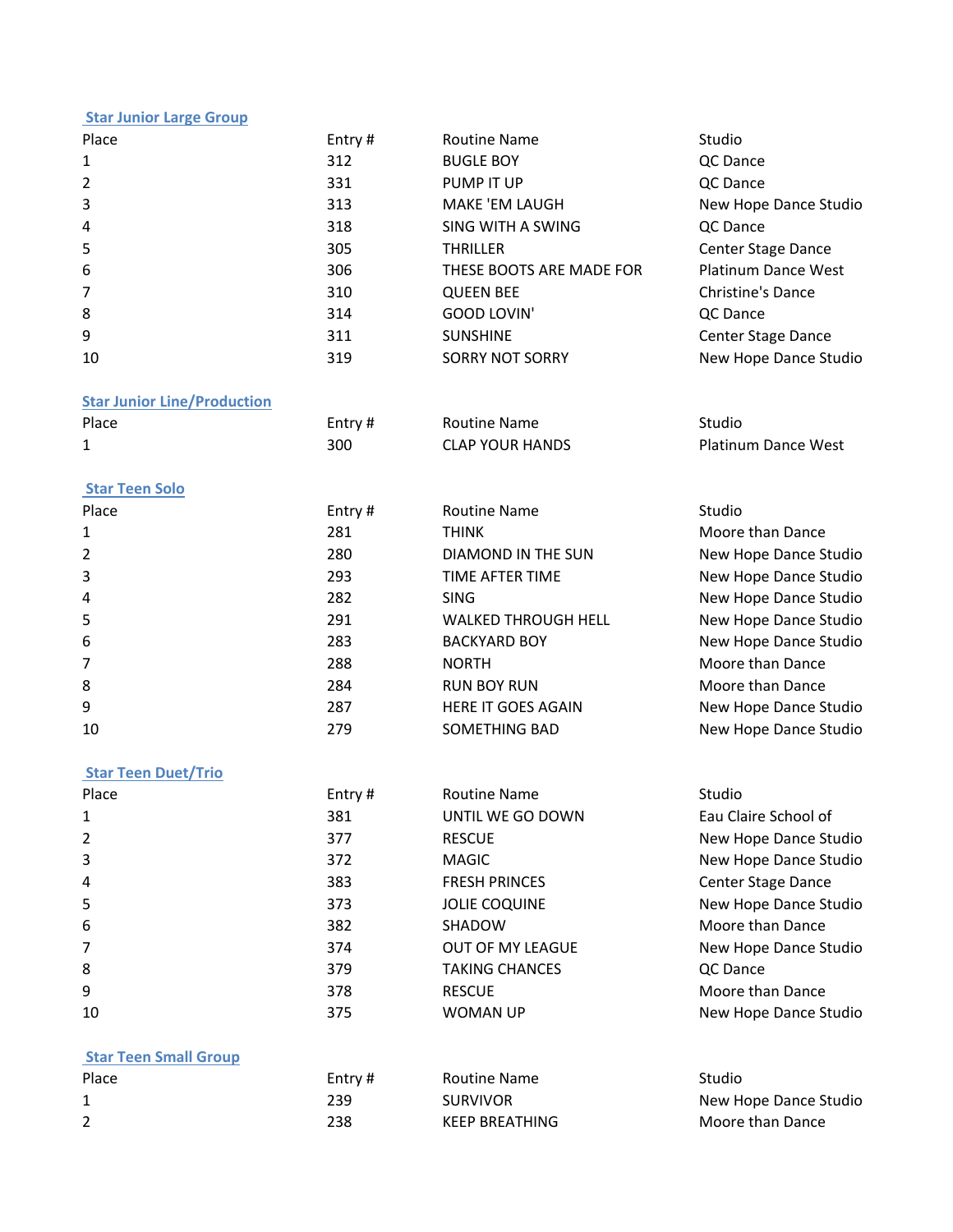### Star Junior Large Group

| Place | Entry # | Routine Name | Studio |
|---|---|---|---|
| 1 | 312 | BUGLE BOY | QC Dance |
| 2 | 331 | PUMP IT UP | QC Dance |
| 3 | 313 | MAKE 'EM LAUGH | New Hope Dance Studio |
| 4 | 318 | SING WITH A SWING | QC Dance |
| 5 | 305 | THRILLER | Center Stage Dance |
| 6 | 306 | THESE BOOTS ARE MADE FOR | Platinum Dance West |
| 7 | 310 | QUEEN BEE | Christine's Dance |
| 8 | 314 | GOOD LOVIN' | QC Dance |
| 9 | 311 | SUNSHINE | Center Stage Dance |
| 10 | 319 | SORRY NOT SORRY | New Hope Dance Studio |

### Star Junior Line/Production

| Place | Entry # | Routine Name | Studio |
|---|---|---|---|
| 1 | 300 | CLAP YOUR HANDS | Platinum Dance West |

### Star Teen Solo

| Place | Entry # | Routine Name | Studio |
|---|---|---|---|
| 1 | 281 | THINK | Moore than Dance |
| 2 | 280 | DIAMOND IN THE SUN | New Hope Dance Studio |
| 3 | 293 | TIME AFTER TIME | New Hope Dance Studio |
| 4 | 282 | SING | New Hope Dance Studio |
| 5 | 291 | WALKED THROUGH HELL | New Hope Dance Studio |
| 6 | 283 | BACKYARD BOY | New Hope Dance Studio |
| 7 | 288 | NORTH | Moore than Dance |
| 8 | 284 | RUN BOY RUN | Moore than Dance |
| 9 | 287 | HERE IT GOES AGAIN | New Hope Dance Studio |
| 10 | 279 | SOMETHING BAD | New Hope Dance Studio |

### Star Teen Duet/Trio

| Place | Entry # | Routine Name | Studio |
|---|---|---|---|
| 1 | 381 | UNTIL WE GO DOWN | Eau Claire School of |
| 2 | 377 | RESCUE | New Hope Dance Studio |
| 3 | 372 | MAGIC | New Hope Dance Studio |
| 4 | 383 | FRESH PRINCES | Center Stage Dance |
| 5 | 373 | JOLIE COQUINE | New Hope Dance Studio |
| 6 | 382 | SHADOW | Moore than Dance |
| 7 | 374 | OUT OF MY LEAGUE | New Hope Dance Studio |
| 8 | 379 | TAKING CHANCES | QC Dance |
| 9 | 378 | RESCUE | Moore than Dance |
| 10 | 375 | WOMAN UP | New Hope Dance Studio |

### Star Teen Small Group

| Place | Entry # | Routine Name | Studio |
|---|---|---|---|
| 1 | 239 | SURVIVOR | New Hope Dance Studio |
| 2 | 238 | KEEP BREATHING | Moore than Dance |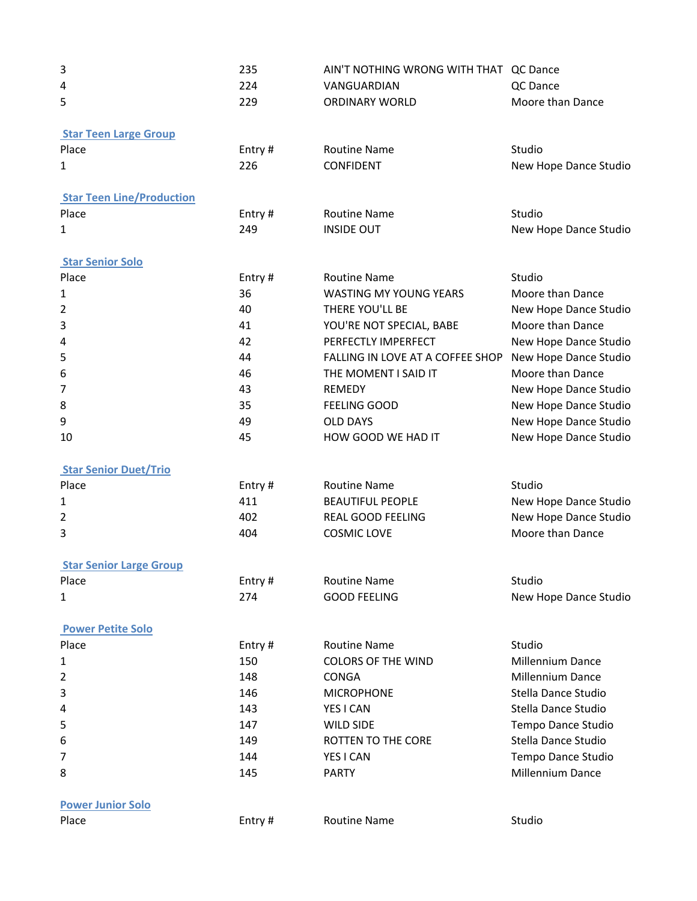| Place | Entry # | Routine Name | Studio |
| --- | --- | --- | --- |
| 3 | 235 | AIN'T NOTHING WRONG WITH THAT | QC Dance |
| 4 | 224 | VANGUARDIAN | QC Dance |
| 5 | 229 | ORDINARY WORLD | Moore than Dance |

## Star Teen Large Group

| Place | Entry # | Routine Name | Studio |
| --- | --- | --- | --- |
| 1 | 226 | CONFIDENT | New Hope Dance Studio |

## Star Teen Line/Production

| Place | Entry # | Routine Name | Studio |
| --- | --- | --- | --- |
| 1 | 249 | INSIDE OUT | New Hope Dance Studio |

## Star Senior Solo

| Place | Entry # | Routine Name | Studio |
| --- | --- | --- | --- |
| 1 | 36 | WASTING MY YOUNG YEARS | Moore than Dance |
| 2 | 40 | THERE YOU'LL BE | New Hope Dance Studio |
| 3 | 41 | YOU'RE NOT SPECIAL, BABE | Moore than Dance |
| 4 | 42 | PERFECTLY IMPERFECT | New Hope Dance Studio |
| 5 | 44 | FALLING IN LOVE AT A COFFEE SHOP | New Hope Dance Studio |
| 6 | 46 | THE MOMENT I SAID IT | Moore than Dance |
| 7 | 43 | REMEDY | New Hope Dance Studio |
| 8 | 35 | FEELING GOOD | New Hope Dance Studio |
| 9 | 49 | OLD DAYS | New Hope Dance Studio |
| 10 | 45 | HOW GOOD WE HAD IT | New Hope Dance Studio |

## Star Senior Duet/Trio

| Place | Entry # | Routine Name | Studio |
| --- | --- | --- | --- |
| 1 | 411 | BEAUTIFUL PEOPLE | New Hope Dance Studio |
| 2 | 402 | REAL GOOD FEELING | New Hope Dance Studio |
| 3 | 404 | COSMIC LOVE | Moore than Dance |

## Star Senior Large Group

| Place | Entry # | Routine Name | Studio |
| --- | --- | --- | --- |
| 1 | 274 | GOOD FEELING | New Hope Dance Studio |

## Power Petite Solo

| Place | Entry # | Routine Name | Studio |
| --- | --- | --- | --- |
| 1 | 150 | COLORS OF THE WIND | Millennium Dance |
| 2 | 148 | CONGA | Millennium Dance |
| 3 | 146 | MICROPHONE | Stella Dance Studio |
| 4 | 143 | YES I CAN | Stella Dance Studio |
| 5 | 147 | WILD SIDE | Tempo Dance Studio |
| 6 | 149 | ROTTEN TO THE CORE | Stella Dance Studio |
| 7 | 144 | YES I CAN | Tempo Dance Studio |
| 8 | 145 | PARTY | Millennium Dance |

## Power Junior Solo

| Place | Entry # | Routine Name | Studio |
| --- | --- | --- | --- |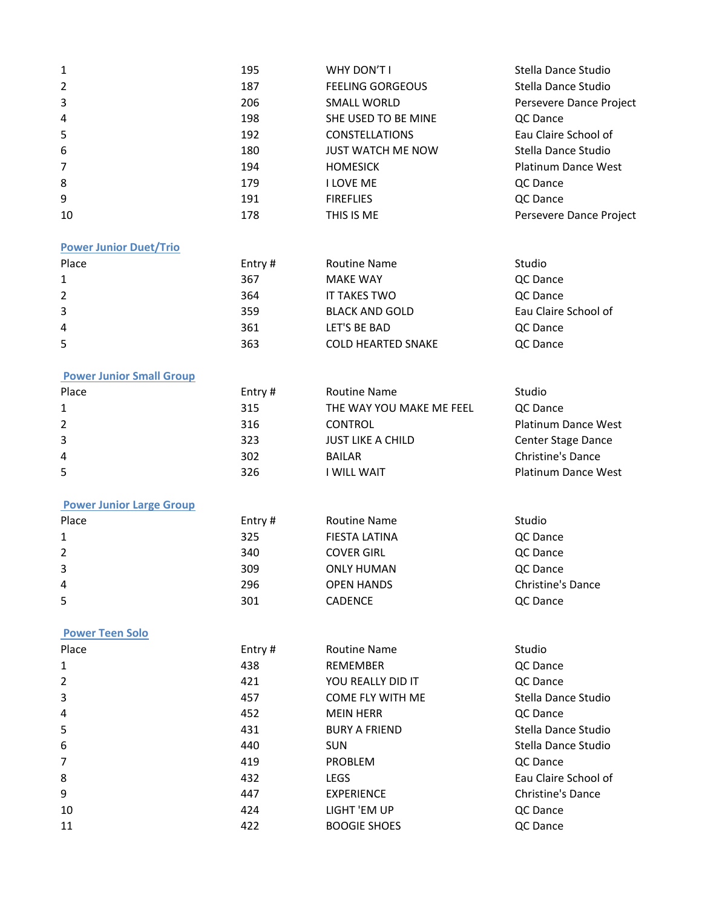| | | | |
|---|---|---|---|
| 1 | 195 | WHY DON'T I | Stella Dance Studio |
| 2 | 187 | FEELING GORGEOUS | Stella Dance Studio |
| 3 | 206 | SMALL WORLD | Persevere Dance Project |
| 4 | 198 | SHE USED TO BE MINE | QC Dance |
| 5 | 192 | CONSTELLATIONS | Eau Claire School of |
| 6 | 180 | JUST WATCH ME NOW | Stella Dance Studio |
| 7 | 194 | HOMESICK | Platinum Dance West |
| 8 | 179 | I LOVE ME | QC Dance |
| 9 | 191 | FIREFLIES | QC Dance |
| 10 | 178 | THIS IS ME | Persevere Dance Project |

## Power Junior Duet/Trio

| Place | Entry # | Routine Name | Studio |
|---|---|---|---|
| 1 | 367 | MAKE WAY | QC Dance |
| 2 | 364 | IT TAKES TWO | QC Dance |
| 3 | 359 | BLACK AND GOLD | Eau Claire School of |
| 4 | 361 | LET'S BE BAD | QC Dance |
| 5 | 363 | COLD HEARTED SNAKE | QC Dance |

## Power Junior Small Group

| Place | Entry # | Routine Name | Studio |
|---|---|---|---|
| 1 | 315 | THE WAY YOU MAKE ME FEEL | QC Dance |
| 2 | 316 | CONTROL | Platinum Dance West |
| 3 | 323 | JUST LIKE A CHILD | Center Stage Dance |
| 4 | 302 | BAILAR | Christine's Dance |
| 5 | 326 | I WILL WAIT | Platinum Dance West |

## Power Junior Large Group

| Place | Entry # | Routine Name | Studio |
|---|---|---|---|
| 1 | 325 | FIESTA LATINA | QC Dance |
| 2 | 340 | COVER GIRL | QC Dance |
| 3 | 309 | ONLY HUMAN | QC Dance |
| 4 | 296 | OPEN HANDS | Christine's Dance |
| 5 | 301 | CADENCE | QC Dance |

## Power Teen Solo

| Place | Entry # | Routine Name | Studio |
|---|---|---|---|
| 1 | 438 | REMEMBER | QC Dance |
| 2 | 421 | YOU REALLY DID IT | QC Dance |
| 3 | 457 | COME FLY WITH ME | Stella Dance Studio |
| 4 | 452 | MEIN HERR | QC Dance |
| 5 | 431 | BURY A FRIEND | Stella Dance Studio |
| 6 | 440 | SUN | Stella Dance Studio |
| 7 | 419 | PROBLEM | QC Dance |
| 8 | 432 | LEGS | Eau Claire School of |
| 9 | 447 | EXPERIENCE | Christine's Dance |
| 10 | 424 | LIGHT 'EM UP | QC Dance |
| 11 | 422 | BOOGIE SHOES | QC Dance |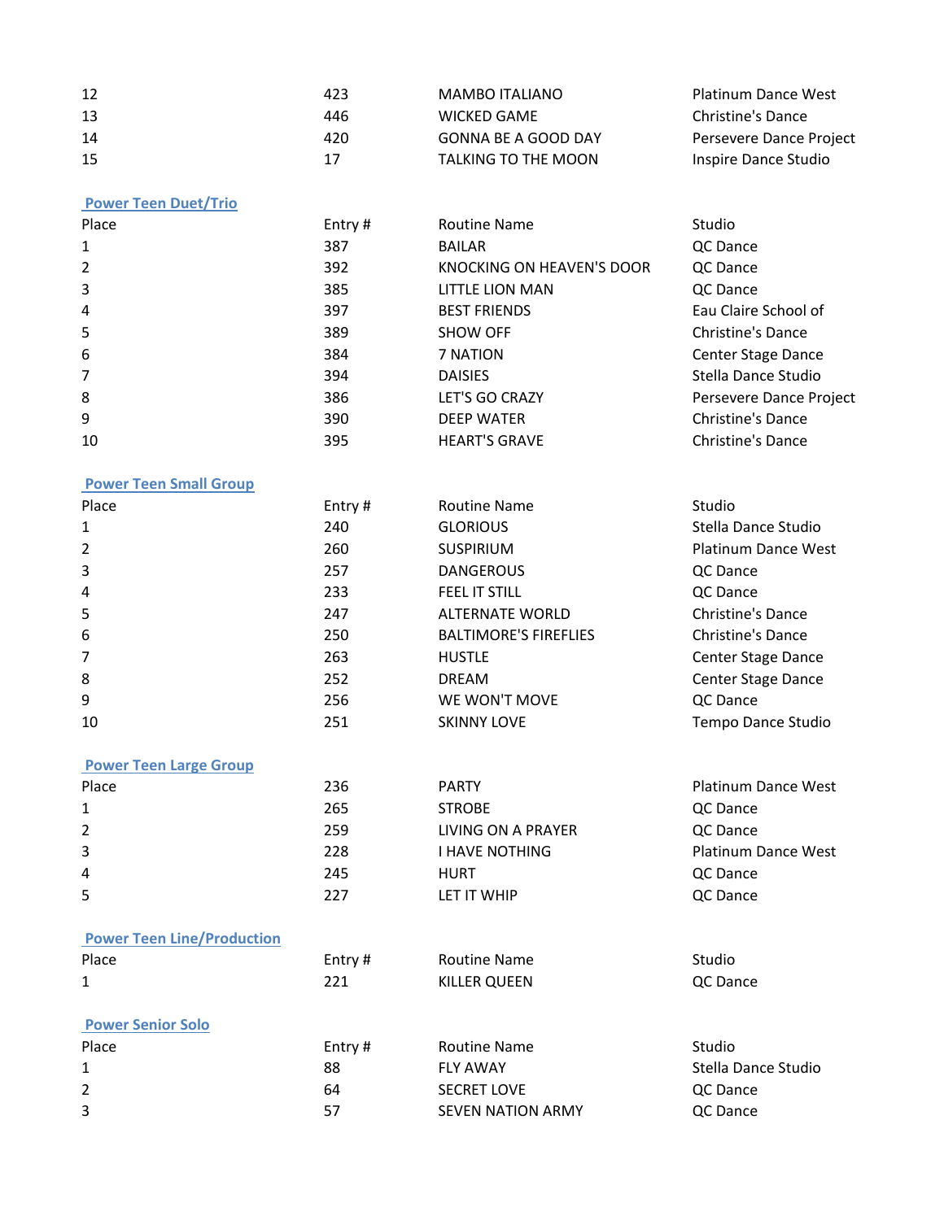| | | | |
|---|---|---|---|
| 12 | 423 | MAMBO ITALIANO | Platinum Dance West |
| 13 | 446 | WICKED GAME | Christine's Dance |
| 14 | 420 | GONNA BE A GOOD DAY | Persevere Dance Project |
| 15 | 17 | TALKING TO THE MOON | Inspire Dance Studio |

## Power Teen Duet/Trio

| Place | Entry # | Routine Name | Studio |
|---|---|---|---|
| 1 | 387 | BAILAR | QC Dance |
| 2 | 392 | KNOCKING ON HEAVEN'S DOOR | QC Dance |
| 3 | 385 | LITTLE LION MAN | QC Dance |
| 4 | 397 | BEST FRIENDS | Eau Claire School of |
| 5 | 389 | SHOW OFF | Christine's Dance |
| 6 | 384 | 7 NATION | Center Stage Dance |
| 7 | 394 | DAISIES | Stella Dance Studio |
| 8 | 386 | LET'S GO CRAZY | Persevere Dance Project |
| 9 | 390 | DEEP WATER | Christine's Dance |
| 10 | 395 | HEART'S GRAVE | Christine's Dance |

## Power Teen Small Group

| Place | Entry # | Routine Name | Studio |
|---|---|---|---|
| 1 | 240 | GLORIOUS | Stella Dance Studio |
| 2 | 260 | SUSPIRIUM | Platinum Dance West |
| 3 | 257 | DANGEROUS | QC Dance |
| 4 | 233 | FEEL IT STILL | QC Dance |
| 5 | 247 | ALTERNATE WORLD | Christine's Dance |
| 6 | 250 | BALTIMORE'S FIREFLIES | Christine's Dance |
| 7 | 263 | HUSTLE | Center Stage Dance |
| 8 | 252 | DREAM | Center Stage Dance |
| 9 | 256 | WE WON'T MOVE | QC Dance |
| 10 | 251 | SKINNY LOVE | Tempo Dance Studio |

## Power Teen Large Group

| Place | 236 | PARTY | Platinum Dance West |
|---|---|---|---|
| 1 | 265 | STROBE | QC Dance |
| 2 | 259 | LIVING ON A PRAYER | QC Dance |
| 3 | 228 | I HAVE NOTHING | Platinum Dance West |
| 4 | 245 | HURT | QC Dance |
| 5 | 227 | LET IT WHIP | QC Dance |

## Power Teen Line/Production

| Place | Entry # | Routine Name | Studio |
|---|---|---|---|
| 1 | 221 | KILLER QUEEN | QC Dance |

## Power Senior Solo

| Place | Entry # | Routine Name | Studio |
|---|---|---|---|
| 1 | 88 | FLY AWAY | Stella Dance Studio |
| 2 | 64 | SECRET LOVE | QC Dance |
| 3 | 57 | SEVEN NATION ARMY | QC Dance |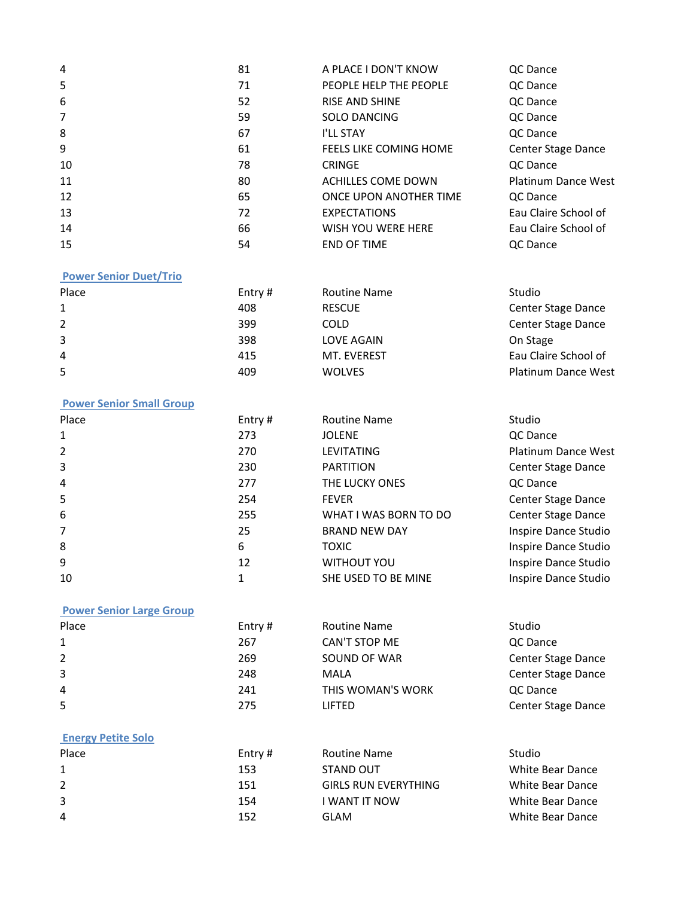| | | | |
|---|---|---|---|
| 4 | 81 | A PLACE I DON'T KNOW | QC Dance |
| 5 | 71 | PEOPLE HELP THE PEOPLE | QC Dance |
| 6 | 52 | RISE AND SHINE | QC Dance |
| 7 | 59 | SOLO DANCING | QC Dance |
| 8 | 67 | I'LL STAY | QC Dance |
| 9 | 61 | FEELS LIKE COMING HOME | Center Stage Dance |
| 10 | 78 | CRINGE | QC Dance |
| 11 | 80 | ACHILLES COME DOWN | Platinum Dance West |
| 12 | 65 | ONCE UPON ANOTHER TIME | QC Dance |
| 13 | 72 | EXPECTATIONS | Eau Claire School of |
| 14 | 66 | WISH YOU WERE HERE | Eau Claire School of |
| 15 | 54 | END OF TIME | QC Dance |

## Power Senior Duet/Trio

| Place | Entry # | Routine Name | Studio |
|---|---|---|---|
| 1 | 408 | RESCUE | Center Stage Dance |
| 2 | 399 | COLD | Center Stage Dance |
| 3 | 398 | LOVE AGAIN | On Stage |
| 4 | 415 | MT. EVEREST | Eau Claire School of |
| 5 | 409 | WOLVES | Platinum Dance West |

## Power Senior Small Group

| Place | Entry # | Routine Name | Studio |
|---|---|---|---|
| 1 | 273 | JOLENE | QC Dance |
| 2 | 270 | LEVITATING | Platinum Dance West |
| 3 | 230 | PARTITION | Center Stage Dance |
| 4 | 277 | THE LUCKY ONES | QC Dance |
| 5 | 254 | FEVER | Center Stage Dance |
| 6 | 255 | WHAT I WAS BORN TO DO | Center Stage Dance |
| 7 | 25 | BRAND NEW DAY | Inspire Dance Studio |
| 8 | 6 | TOXIC | Inspire Dance Studio |
| 9 | 12 | WITHOUT YOU | Inspire Dance Studio |
| 10 | 1 | SHE USED TO BE MINE | Inspire Dance Studio |

## Power Senior Large Group

| Place | Entry # | Routine Name | Studio |
|---|---|---|---|
| 1 | 267 | CAN'T STOP ME | QC Dance |
| 2 | 269 | SOUND OF WAR | Center Stage Dance |
| 3 | 248 | MALA | Center Stage Dance |
| 4 | 241 | THIS WOMAN'S WORK | QC Dance |
| 5 | 275 | LIFTED | Center Stage Dance |

## Energy Petite Solo

| Place | Entry # | Routine Name | Studio |
|---|---|---|---|
| 1 | 153 | STAND OUT | White Bear Dance |
| 2 | 151 | GIRLS RUN EVERYTHING | White Bear Dance |
| 3 | 154 | I WANT IT NOW | White Bear Dance |
| 4 | 152 | GLAM | White Bear Dance |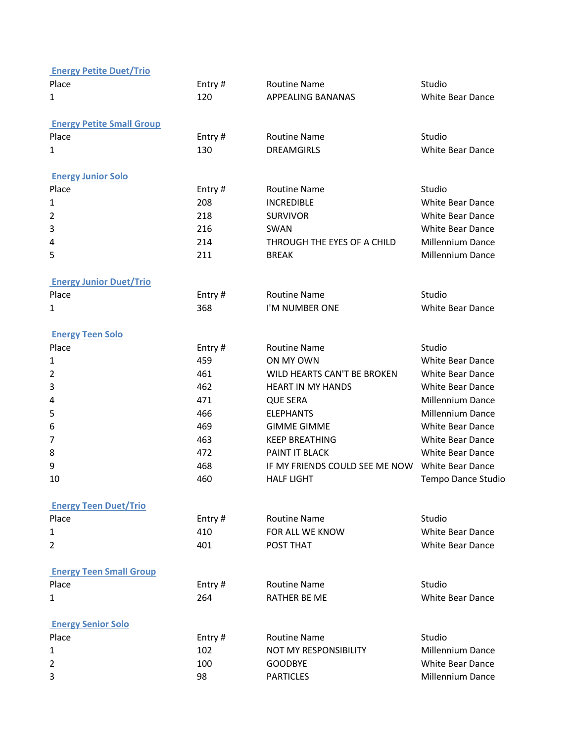### Energy Petite Duet/Trio

| Place | Entry # | Routine Name | Studio |
|---|---|---|---|
| 1 | 120 | APPEALING BANANAS | White Bear Dance |

### Energy Petite Small Group

| Place | Entry # | Routine Name | Studio |
|---|---|---|---|
| 1 | 130 | DREAMGIRLS | White Bear Dance |

### Energy Junior Solo

| Place | Entry # | Routine Name | Studio |
|---|---|---|---|
| 1 | 208 | INCREDIBLE | White Bear Dance |
| 2 | 218 | SURVIVOR | White Bear Dance |
| 3 | 216 | SWAN | White Bear Dance |
| 4 | 214 | THROUGH THE EYES OF A CHILD | Millennium Dance |
| 5 | 211 | BREAK | Millennium Dance |

### Energy Junior Duet/Trio

| Place | Entry # | Routine Name | Studio |
|---|---|---|---|
| 1 | 368 | I'M NUMBER ONE | White Bear Dance |

### Energy Teen Solo

| Place | Entry # | Routine Name | Studio |
|---|---|---|---|
| 1 | 459 | ON MY OWN | White Bear Dance |
| 2 | 461 | WILD HEARTS CAN'T BE BROKEN | White Bear Dance |
| 3 | 462 | HEART IN MY HANDS | White Bear Dance |
| 4 | 471 | QUE SERA | Millennium Dance |
| 5 | 466 | ELEPHANTS | Millennium Dance |
| 6 | 469 | GIMME GIMME | White Bear Dance |
| 7 | 463 | KEEP BREATHING | White Bear Dance |
| 8 | 472 | PAINT IT BLACK | White Bear Dance |
| 9 | 468 | IF MY FRIENDS COULD SEE ME NOW | White Bear Dance |
| 10 | 460 | HALF LIGHT | Tempo Dance Studio |

### Energy Teen Duet/Trio

| Place | Entry # | Routine Name | Studio |
|---|---|---|---|
| 1 | 410 | FOR ALL WE KNOW | White Bear Dance |
| 2 | 401 | POST THAT | White Bear Dance |

### Energy Teen Small Group

| Place | Entry # | Routine Name | Studio |
|---|---|---|---|
| 1 | 264 | RATHER BE ME | White Bear Dance |

### Energy Senior Solo

| Place | Entry # | Routine Name | Studio |
|---|---|---|---|
| 1 | 102 | NOT MY RESPONSIBILITY | Millennium Dance |
| 2 | 100 | GOODBYE | White Bear Dance |
| 3 | 98 | PARTICLES | Millennium Dance |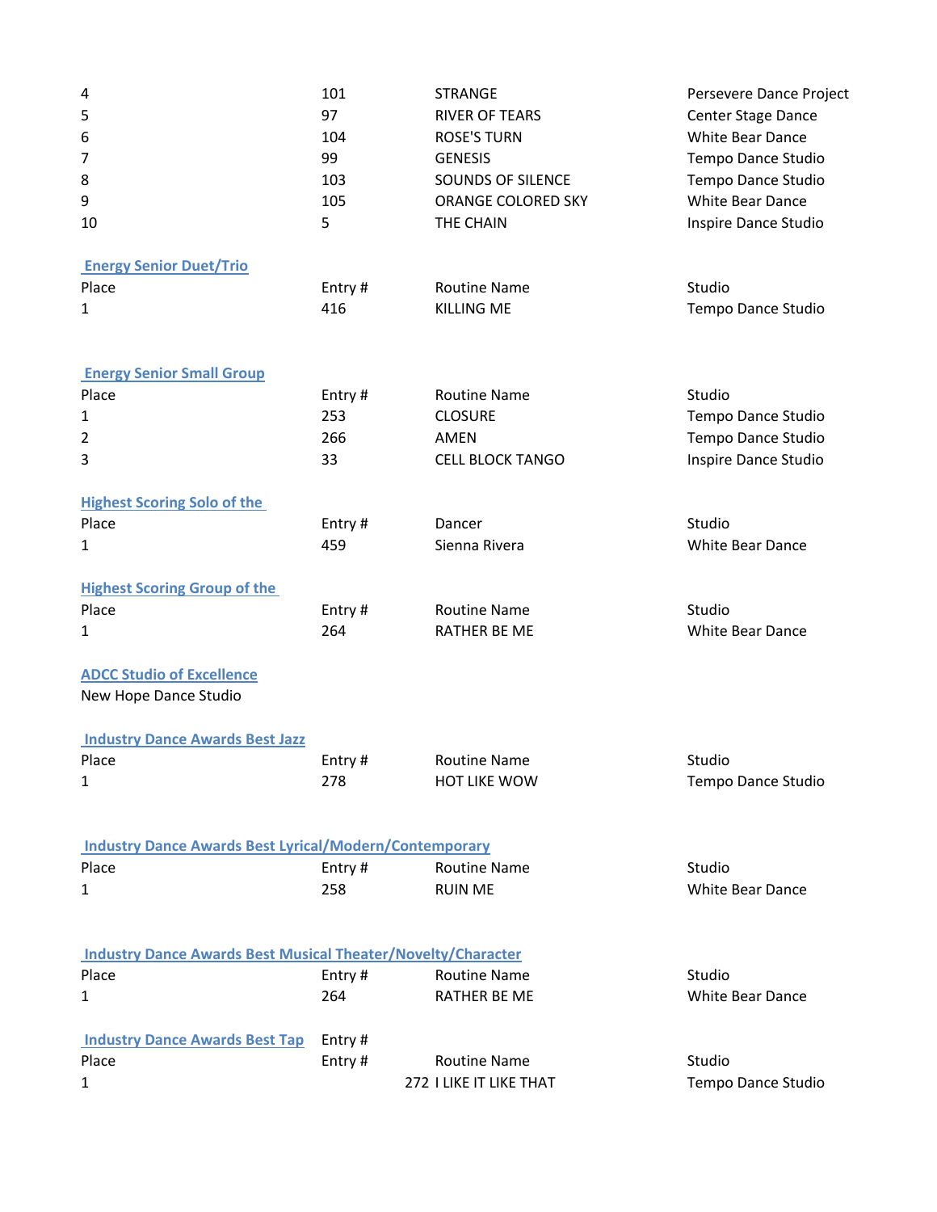| Place | Entry # | Routine Name | Studio |
| --- | --- | --- | --- |
| 4 | 101 | STRANGE | Persevere Dance Project |
| 5 | 97 | RIVER OF TEARS | Center Stage Dance |
| 6 | 104 | ROSE'S TURN | White Bear Dance |
| 7 | 99 | GENESIS | Tempo Dance Studio |
| 8 | 103 | SOUNDS OF SILENCE | Tempo Dance Studio |
| 9 | 105 | ORANGE COLORED SKY | White Bear Dance |
| 10 | 5 | THE CHAIN | Inspire Dance Studio |

## Energy Senior Duet/Trio

| Place | Entry # | Routine Name | Studio |
| --- | --- | --- | --- |
| 1 | 416 | KILLING ME | Tempo Dance Studio |

## Energy Senior Small Group

| Place | Entry # | Routine Name | Studio |
| --- | --- | --- | --- |
| 1 | 253 | CLOSURE | Tempo Dance Studio |
| 2 | 266 | AMEN | Tempo Dance Studio |
| 3 | 33 | CELL BLOCK TANGO | Inspire Dance Studio |

## Highest Scoring Solo of the

| Place | Entry # | Dancer | Studio |
| --- | --- | --- | --- |
| 1 | 459 | Sienna Rivera | White Bear Dance |

## Highest Scoring Group of the

| Place | Entry # | Routine Name | Studio |
| --- | --- | --- | --- |
| 1 | 264 | RATHER BE ME | White Bear Dance |

## ADCC Studio of Excellence

New Hope Dance Studio

## Industry Dance Awards Best Jazz

| Place | Entry # | Routine Name | Studio |
| --- | --- | --- | --- |
| 1 | 278 | HOT LIKE WOW | Tempo Dance Studio |

## Industry Dance Awards Best Lyrical/Modern/Contemporary

| Place | Entry # | Routine Name | Studio |
| --- | --- | --- | --- |
| 1 | 258 | RUIN ME | White Bear Dance |

## Industry Dance Awards Best Musical Theater/Novelty/Character

| Place | Entry # | Routine Name | Studio |
| --- | --- | --- | --- |
| 1 | 264 | RATHER BE ME | White Bear Dance |

## Industry Dance Awards Best Tap

Entry #

| Place | Entry # | Routine Name | Studio |
| --- | --- | --- | --- |
| 1 | 272 | I LIKE IT LIKE THAT | Tempo Dance Studio |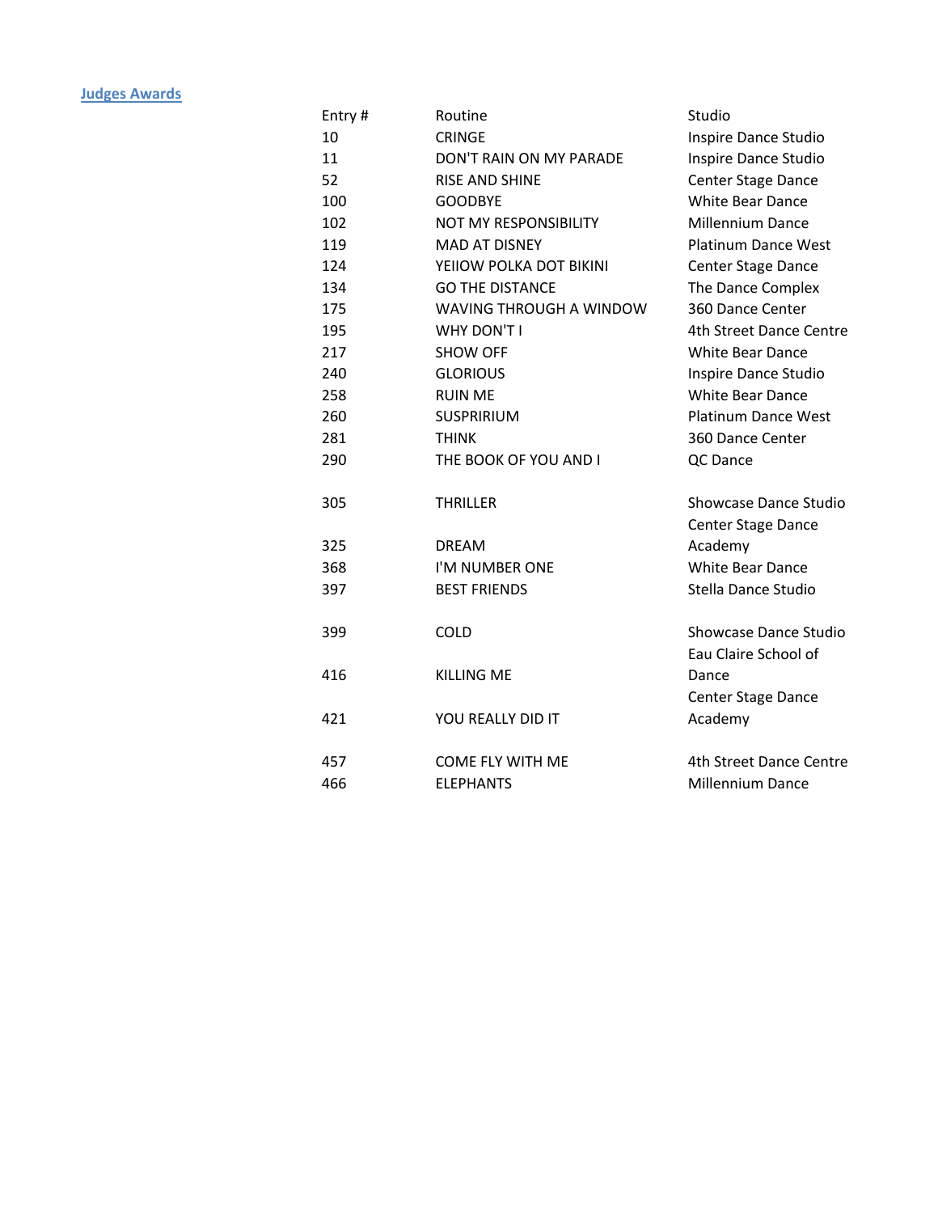## Judges Awards

| Entry # | Routine | Studio |
|---|---|---|
| 10 | CRINGE | Inspire Dance Studio |
| 11 | DON'T RAIN ON MY PARADE | Inspire Dance Studio |
| 52 | RISE AND SHINE | Center Stage Dance |
| 100 | GOODBYE | White Bear Dance |
| 102 | NOT MY RESPONSIBILITY | Millennium Dance |
| 119 | MAD AT DISNEY | Platinum Dance West |
| 124 | YEIIOW POLKA DOT BIKINI | Center Stage Dance |
| 134 | GO THE DISTANCE | The Dance Complex |
| 175 | WAVING THROUGH A WINDOW | 360 Dance Center |
| 195 | WHY DON'T I | 4th Street Dance Centre |
| 217 | SHOW OFF | White Bear Dance |
| 240 | GLORIOUS | Inspire Dance Studio |
| 258 | RUIN ME | White Bear Dance |
| 260 | SUSPRIRIUM | Platinum Dance West |
| 281 | THINK | 360 Dance Center |
| 290 | THE BOOK OF YOU AND I | QC Dance |
| 305 | THRILLER | Showcase Dance Studio |
| 325 | DREAM | Center Stage Dance Academy |
| 368 | I'M NUMBER ONE | White Bear Dance |
| 397 | BEST FRIENDS | Stella Dance Studio |
| 399 | COLD | Showcase Dance Studio |
| 416 | KILLING ME | Eau Claire School of Dance |
| 421 | YOU REALLY DID IT | Center Stage Dance Academy |
| 457 | COME FLY WITH ME | 4th Street Dance Centre |
| 466 | ELEPHANTS | Millennium Dance |